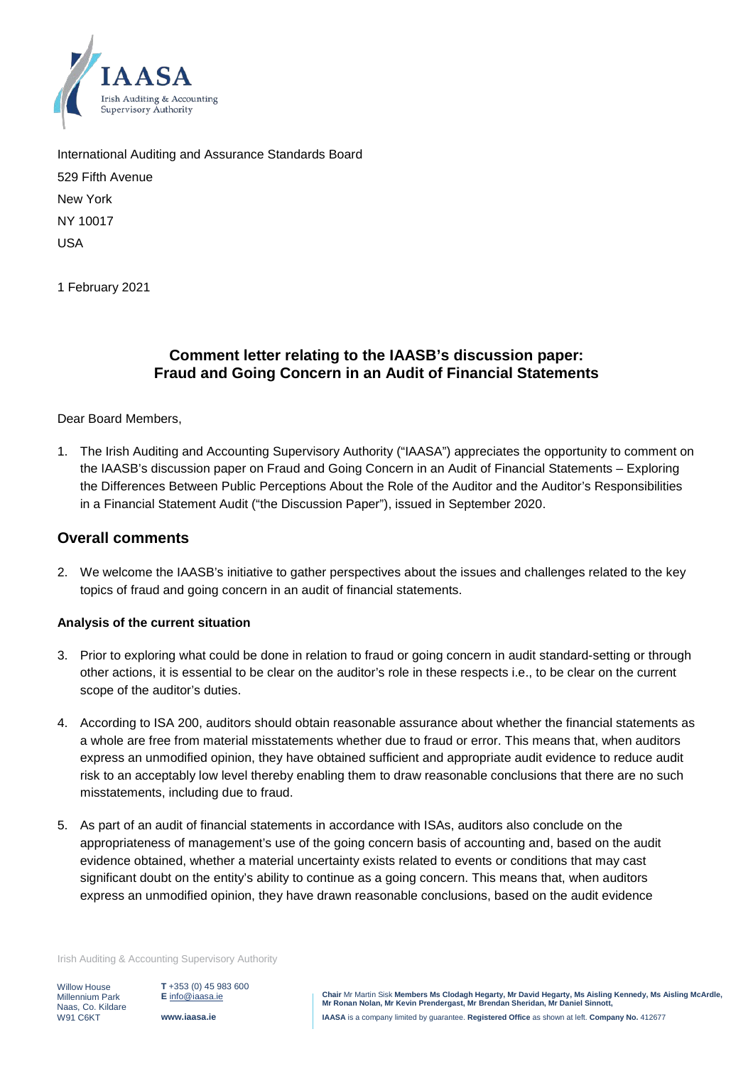IAASA
Irish Auditing & Accounting Supervisory Authority

International Auditing and Assurance Standards Board
529 Fifth Avenue
New York
NY 10017
USA

1 February 2021

## Comment letter relating to the IAASB's discussion paper: Fraud and Going Concern in an Audit of Financial Statements

Dear Board Members,

1. The Irish Auditing and Accounting Supervisory Authority ("IAASA") appreciates the opportunity to comment on the IAASB's discussion paper on Fraud and Going Concern in an Audit of Financial Statements – Exploring the Differences Between Public Perceptions About the Role of the Auditor and the Auditor's Responsibilities in a Financial Statement Audit ("the Discussion Paper"), issued in September 2020.

## Overall comments

2. We welcome the IAASB's initiative to gather perspectives about the issues and challenges related to the key topics of fraud and going concern in an audit of financial statements.

**Analysis of the current situation**

3. Prior to exploring what could be done in relation to fraud or going concern in audit standard-setting or through other actions, it is essential to be clear on the auditor's role in these respects i.e., to be clear on the current scope of the auditor's duties.

4. According to ISA 200, auditors should obtain reasonable assurance about whether the financial statements as a whole are free from material misstatements whether due to fraud or error. This means that, when auditors express an unmodified opinion, they have obtained sufficient and appropriate audit evidence to reduce audit risk to an acceptably low level thereby enabling them to draw reasonable conclusions that there are no such misstatements, including due to fraud.

5. As part of an audit of financial statements in accordance with ISAs, auditors also conclude on the appropriateness of management's use of the going concern basis of accounting and, based on the audit evidence obtained, whether a material uncertainty exists related to events or conditions that may cast significant doubt on the entity's ability to continue as a going concern. This means that, when auditors express an unmodified opinion, they have drawn reasonable conclusions, based on the audit evidence

Irish Auditing & Accounting Supervisory Authority

Willow House
Millennium Park
Naas, Co. Kildare
W91 C6KT

T +353 (0) 45 983 600
E info@iaasa.ie

www.iaasa.ie

Chair Mr Martin Sisk Members Ms Clodagh Hegarty, Mr David Hegarty, Ms Aisling Kennedy, Ms Aisling McArdle, Mr Ronan Nolan, Mr Kevin Prendergast, Mr Brendan Sheridan, Mr Daniel Sinnott,

IAASA is a company limited by guarantee. Registered Office as shown at left. Company No. 412677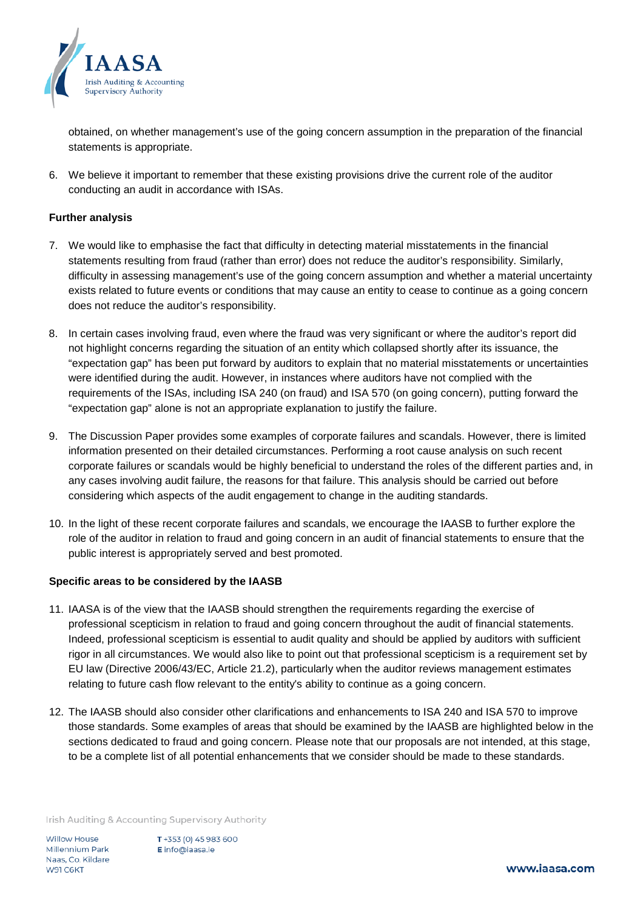obtained, on whether management's use of the going concern assumption in the preparation of the financial statements is appropriate.

6. We believe it important to remember that these existing provisions drive the current role of the auditor conducting an audit in accordance with ISAs.

**Further analysis**

7. We would like to emphasise the fact that difficulty in detecting material misstatements in the financial statements resulting from fraud (rather than error) does not reduce the auditor's responsibility. Similarly, difficulty in assessing management's use of the going concern assumption and whether a material uncertainty exists related to future events or conditions that may cause an entity to cease to continue as a going concern does not reduce the auditor's responsibility.

8. In certain cases involving fraud, even where the fraud was very significant or where the auditor's report did not highlight concerns regarding the situation of an entity which collapsed shortly after its issuance, the "expectation gap" has been put forward by auditors to explain that no material misstatements or uncertainties were identified during the audit. However, in instances where auditors have not complied with the requirements of the ISAs, including ISA 240 (on fraud) and ISA 570 (on going concern), putting forward the "expectation gap" alone is not an appropriate explanation to justify the failure.

9. The Discussion Paper provides some examples of corporate failures and scandals. However, there is limited information presented on their detailed circumstances. Performing a root cause analysis on such recent corporate failures or scandals would be highly beneficial to understand the roles of the different parties and, in any cases involving audit failure, the reasons for that failure. This analysis should be carried out before considering which aspects of the audit engagement to change in the auditing standards.

10. In the light of these recent corporate failures and scandals, we encourage the IAASB to further explore the role of the auditor in relation to fraud and going concern in an audit of financial statements to ensure that the public interest is appropriately served and best promoted.

**Specific areas to be considered by the IAASB**

11. IAASA is of the view that the IAASB should strengthen the requirements regarding the exercise of professional scepticism in relation to fraud and going concern throughout the audit of financial statements. Indeed, professional scepticism is essential to audit quality and should be applied by auditors with sufficient rigor in all circumstances. We would also like to point out that professional scepticism is a requirement set by EU law (Directive 2006/43/EC, Article 21.2), particularly when the auditor reviews management estimates relating to future cash flow relevant to the entity's ability to continue as a going concern.

12. The IAASB should also consider other clarifications and enhancements to ISA 240 and ISA 570 to improve those standards. Some examples of areas that should be examined by the IAASB are highlighted below in the sections dedicated to fraud and going concern. Please note that our proposals are not intended, at this stage, to be a complete list of all potential enhancements that we consider should be made to these standards.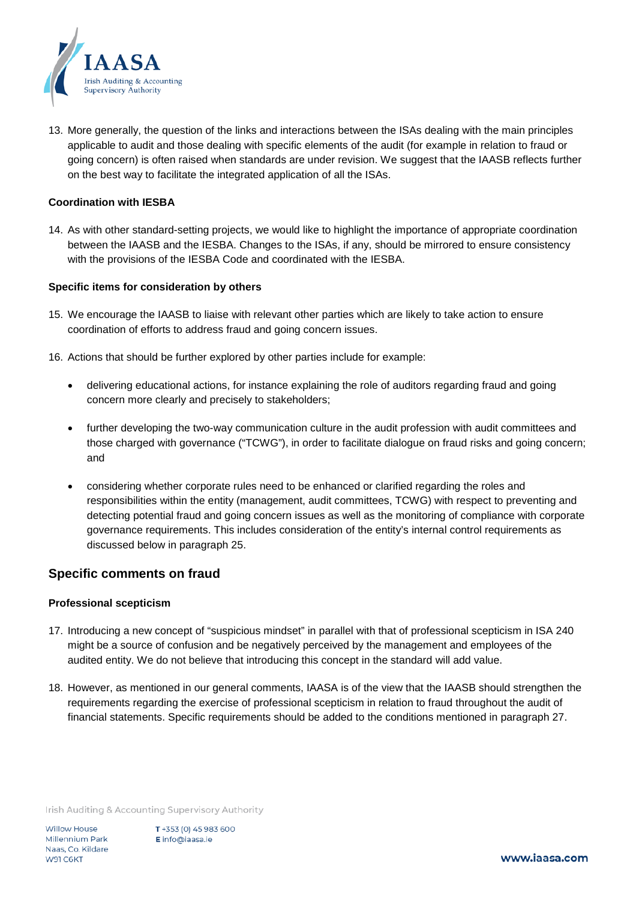13. More generally, the question of the links and interactions between the ISAs dealing with the main principles applicable to audit and those dealing with specific elements of the audit (for example in relation to fraud or going concern) is often raised when standards are under revision. We suggest that the IAASB reflects further on the best way to facilitate the integrated application of all the ISAs.

**Coordination with IESBA**

14. As with other standard-setting projects, we would like to highlight the importance of appropriate coordination between the IAASB and the IESBA. Changes to the ISAs, if any, should be mirrored to ensure consistency with the provisions of the IESBA Code and coordinated with the IESBA.

**Specific items for consideration by others**

15. We encourage the IAASB to liaise with relevant other parties which are likely to take action to ensure coordination of efforts to address fraud and going concern issues.

16. Actions that should be further explored by other parties include for example:

    - delivering educational actions, for instance explaining the role of auditors regarding fraud and going concern more clearly and precisely to stakeholders;
    - further developing the two-way communication culture in the audit profession with audit committees and those charged with governance ("TCWG"), in order to facilitate dialogue on fraud risks and going concern; and
    - considering whether corporate rules need to be enhanced or clarified regarding the roles and responsibilities within the entity (management, audit committees, TCWG) with respect to preventing and detecting potential fraud and going concern issues as well as the monitoring of compliance with corporate governance requirements. This includes consideration of the entity's internal control requirements as discussed below in paragraph 25.

## Specific comments on fraud

**Professional scepticism**

17. Introducing a new concept of "suspicious mindset" in parallel with that of professional scepticism in ISA 240 might be a source of confusion and be negatively perceived by the management and employees of the audited entity. We do not believe that introducing this concept in the standard will add value.

18. However, as mentioned in our general comments, IAASA is of the view that the IAASB should strengthen the requirements regarding the exercise of professional scepticism in relation to fraud throughout the audit of financial statements. Specific requirements should be added to the conditions mentioned in paragraph 27.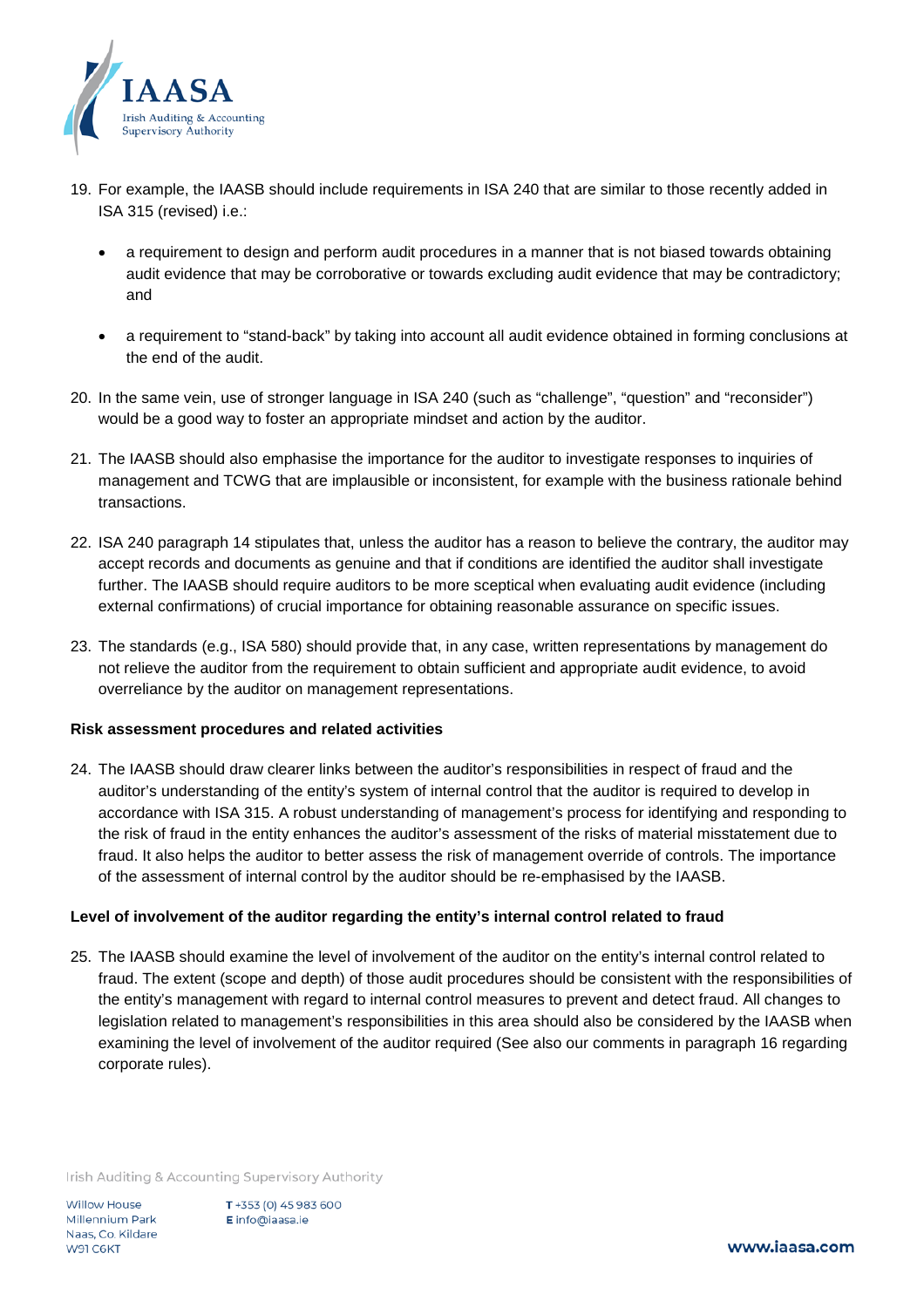19. For example, the IAASB should include requirements in ISA 240 that are similar to those recently added in ISA 315 (revised) i.e.:

    - a requirement to design and perform audit procedures in a manner that is not biased towards obtaining audit evidence that may be corroborative or towards excluding audit evidence that may be contradictory; and

    - a requirement to "stand-back" by taking into account all audit evidence obtained in forming conclusions at the end of the audit.

20. In the same vein, use of stronger language in ISA 240 (such as "challenge", "question" and "reconsider") would be a good way to foster an appropriate mindset and action by the auditor.

21. The IAASB should also emphasise the importance for the auditor to investigate responses to inquiries of management and TCWG that are implausible or inconsistent, for example with the business rationale behind transactions.

22. ISA 240 paragraph 14 stipulates that, unless the auditor has a reason to believe the contrary, the auditor may accept records and documents as genuine and that if conditions are identified the auditor shall investigate further. The IAASB should require auditors to be more sceptical when evaluating audit evidence (including external confirmations) of crucial importance for obtaining reasonable assurance on specific issues.

23. The standards (e.g., ISA 580) should provide that, in any case, written representations by management do not relieve the auditor from the requirement to obtain sufficient and appropriate audit evidence, to avoid overreliance by the auditor on management representations.

**Risk assessment procedures and related activities**

24. The IAASB should draw clearer links between the auditor's responsibilities in respect of fraud and the auditor's understanding of the entity's system of internal control that the auditor is required to develop in accordance with ISA 315. A robust understanding of management's process for identifying and responding to the risk of fraud in the entity enhances the auditor's assessment of the risks of material misstatement due to fraud. It also helps the auditor to better assess the risk of management override of controls. The importance of the assessment of internal control by the auditor should be re-emphasised by the IAASB.

**Level of involvement of the auditor regarding the entity's internal control related to fraud**

25. The IAASB should examine the level of involvement of the auditor on the entity's internal control related to fraud. The extent (scope and depth) of those audit procedures should be consistent with the responsibilities of the entity's management with regard to internal control measures to prevent and detect fraud. All changes to legislation related to management's responsibilities in this area should also be considered by the IAASB when examining the level of involvement of the auditor required (See also our comments in paragraph 16 regarding corporate rules).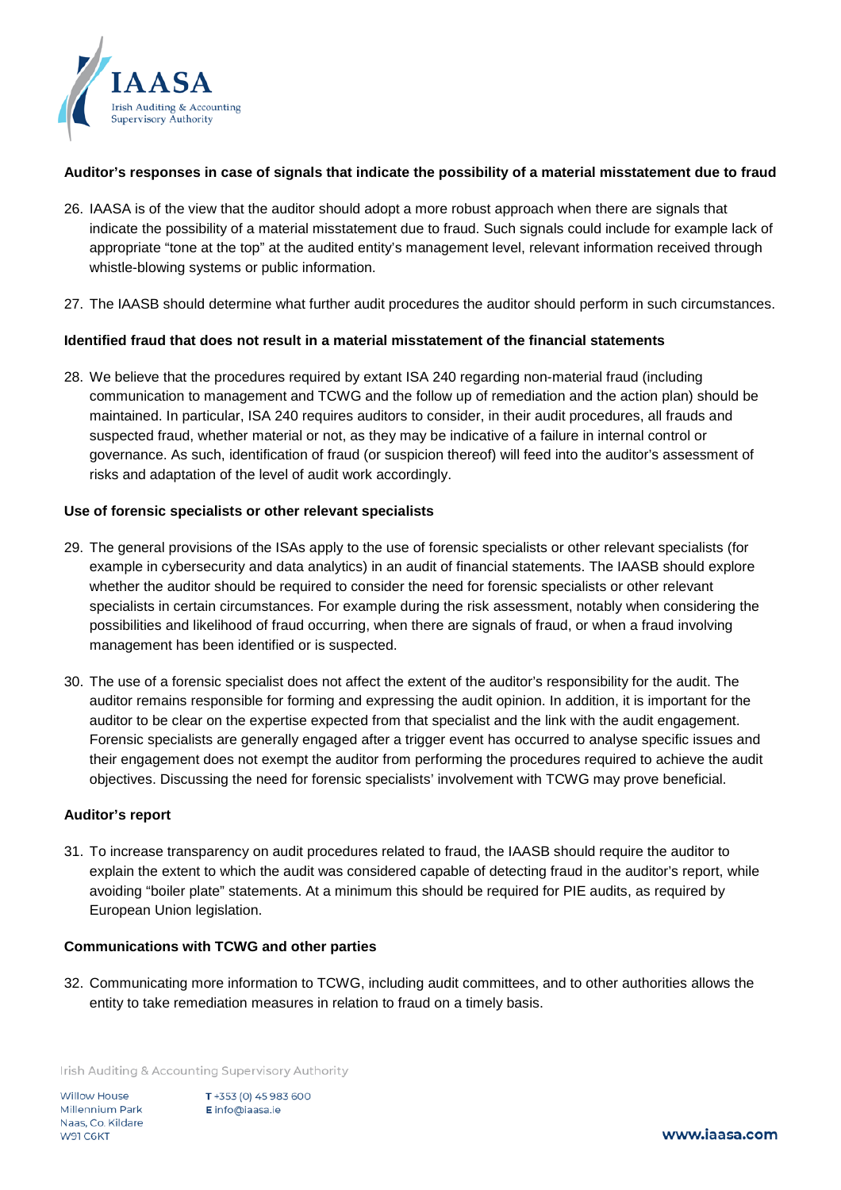**Auditor's responses in case of signals that indicate the possibility of a material misstatement due to fraud**

26. IAASA is of the view that the auditor should adopt a more robust approach when there are signals that indicate the possibility of a material misstatement due to fraud. Such signals could include for example lack of appropriate "tone at the top" at the audited entity's management level, relevant information received through whistle-blowing systems or public information.

27. The IAASB should determine what further audit procedures the auditor should perform in such circumstances.

**Identified fraud that does not result in a material misstatement of the financial statements**

28. We believe that the procedures required by extant ISA 240 regarding non-material fraud (including communication to management and TCWG and the follow up of remediation and the action plan) should be maintained. In particular, ISA 240 requires auditors to consider, in their audit procedures, all frauds and suspected fraud, whether material or not, as they may be indicative of a failure in internal control or governance. As such, identification of fraud (or suspicion thereof) will feed into the auditor's assessment of risks and adaptation of the level of audit work accordingly.

**Use of forensic specialists or other relevant specialists**

29. The general provisions of the ISAs apply to the use of forensic specialists or other relevant specialists (for example in cybersecurity and data analytics) in an audit of financial statements. The IAASB should explore whether the auditor should be required to consider the need for forensic specialists or other relevant specialists in certain circumstances. For example during the risk assessment, notably when considering the possibilities and likelihood of fraud occurring, when there are signals of fraud, or when a fraud involving management has been identified or is suspected.

30. The use of a forensic specialist does not affect the extent of the auditor's responsibility for the audit. The auditor remains responsible for forming and expressing the audit opinion. In addition, it is important for the auditor to be clear on the expertise expected from that specialist and the link with the audit engagement. Forensic specialists are generally engaged after a trigger event has occurred to analyse specific issues and their engagement does not exempt the auditor from performing the procedures required to achieve the audit objectives. Discussing the need for forensic specialists' involvement with TCWG may prove beneficial.

**Auditor's report**

31. To increase transparency on audit procedures related to fraud, the IAASB should require the auditor to explain the extent to which the audit was considered capable of detecting fraud in the auditor's report, while avoiding "boiler plate" statements. At a minimum this should be required for PIE audits, as required by European Union legislation.

**Communications with TCWG and other parties**

32. Communicating more information to TCWG, including audit committees, and to other authorities allows the entity to take remediation measures in relation to fraud on a timely basis.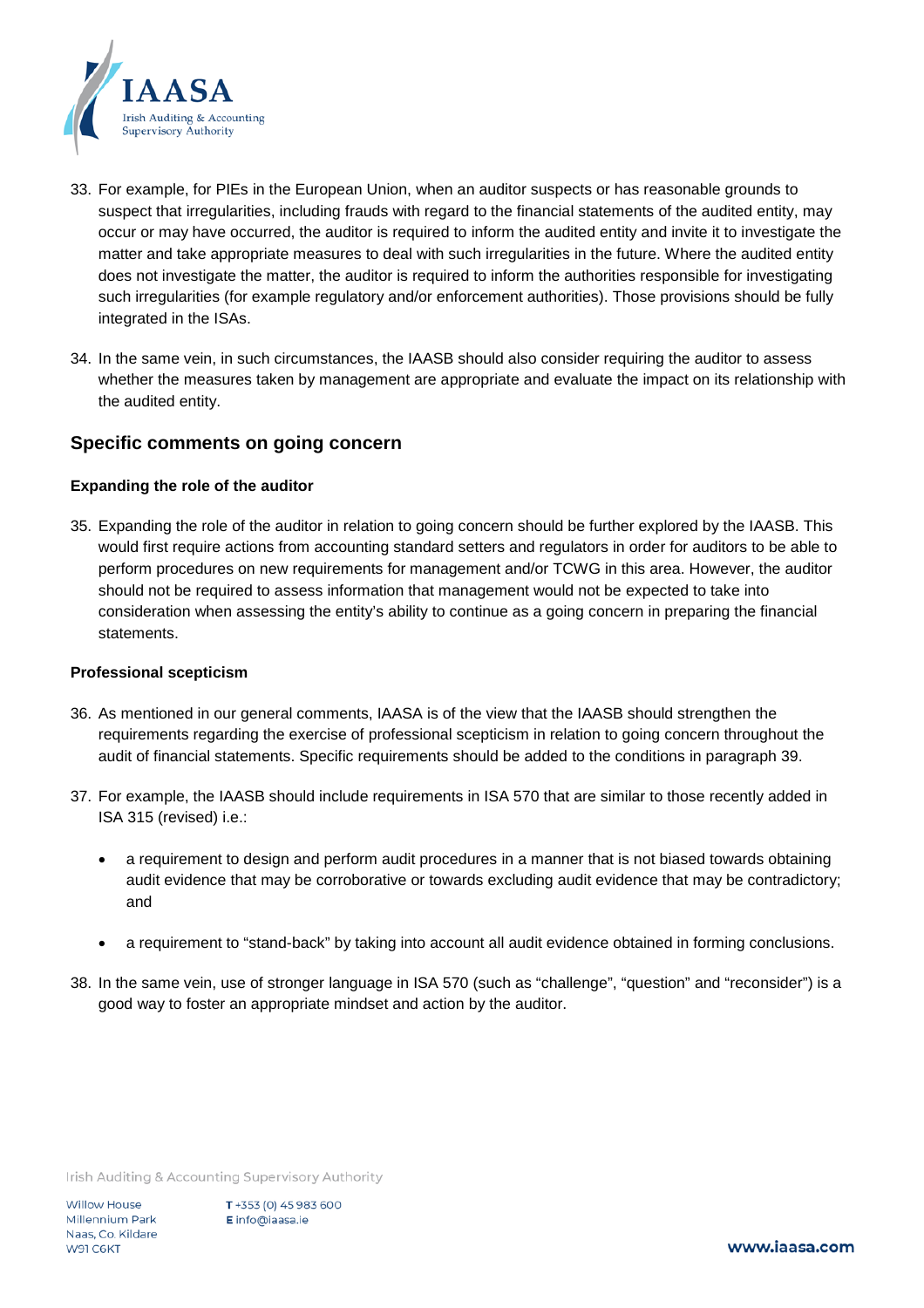33. For example, for PIEs in the European Union, when an auditor suspects or has reasonable grounds to suspect that irregularities, including frauds with regard to the financial statements of the audited entity, may occur or may have occurred, the auditor is required to inform the audited entity and invite it to investigate the matter and take appropriate measures to deal with such irregularities in the future. Where the audited entity does not investigate the matter, the auditor is required to inform the authorities responsible for investigating such irregularities (for example regulatory and/or enforcement authorities). Those provisions should be fully integrated in the ISAs.

34. In the same vein, in such circumstances, the IAASB should also consider requiring the auditor to assess whether the measures taken by management are appropriate and evaluate the impact on its relationship with the audited entity.

## Specific comments on going concern

### Expanding the role of the auditor

35. Expanding the role of the auditor in relation to going concern should be further explored by the IAASB. This would first require actions from accounting standard setters and regulators in order for auditors to be able to perform procedures on new requirements for management and/or TCWG in this area. However, the auditor should not be required to assess information that management would not be expected to take into consideration when assessing the entity's ability to continue as a going concern in preparing the financial statements.

### Professional scepticism

36. As mentioned in our general comments, IAASA is of the view that the IAASB should strengthen the requirements regarding the exercise of professional scepticism in relation to going concern throughout the audit of financial statements. Specific requirements should be added to the conditions in paragraph 39.

37. For example, the IAASB should include requirements in ISA 570 that are similar to those recently added in ISA 315 (revised) i.e.:

    - a requirement to design and perform audit procedures in a manner that is not biased towards obtaining audit evidence that may be corroborative or towards excluding audit evidence that may be contradictory; and

    - a requirement to "stand-back" by taking into account all audit evidence obtained in forming conclusions.

38. In the same vein, use of stronger language in ISA 570 (such as "challenge", "question" and "reconsider") is a good way to foster an appropriate mindset and action by the auditor.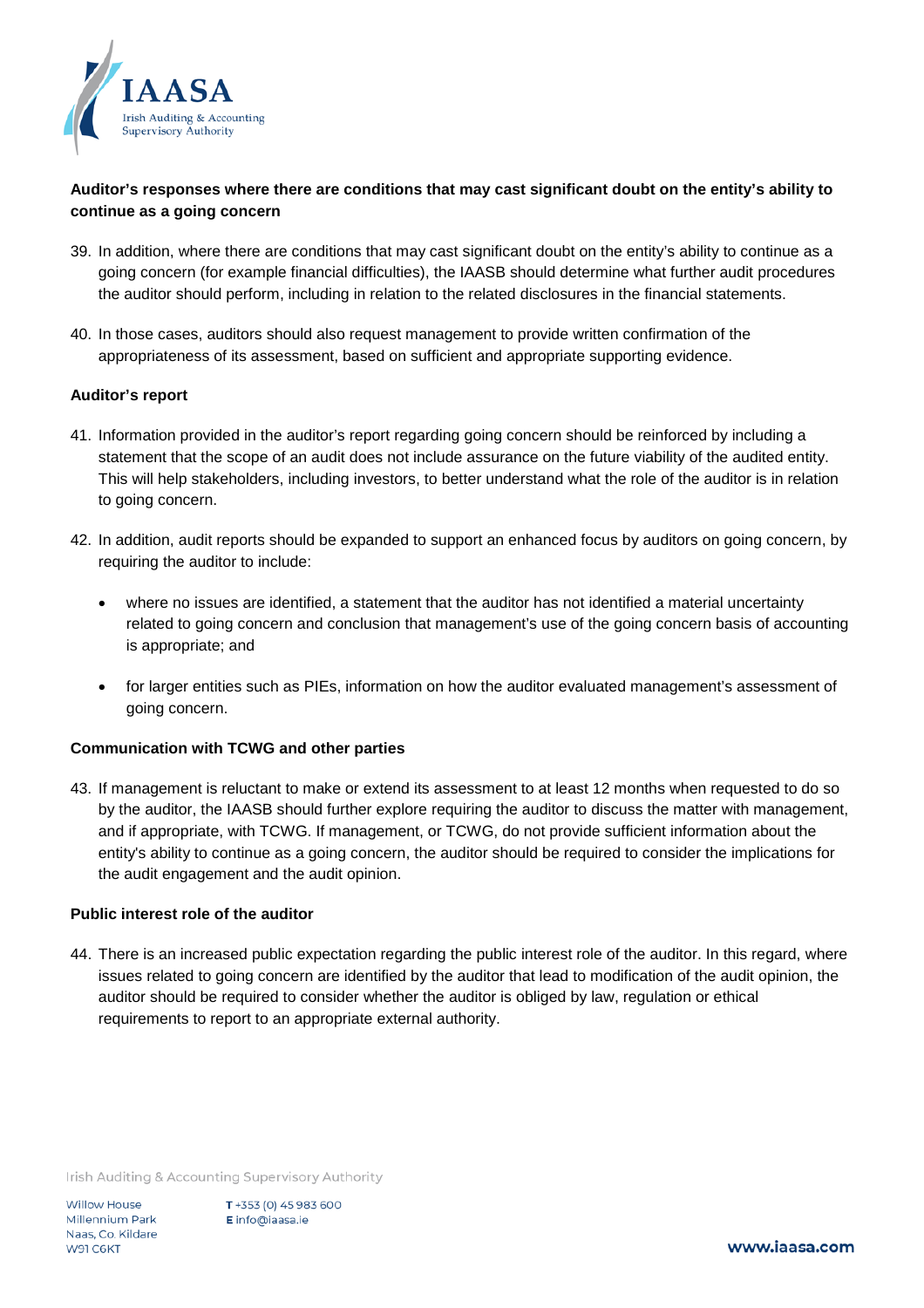**Auditor's responses where there are conditions that may cast significant doubt on the entity's ability to continue as a going concern**

39. In addition, where there are conditions that may cast significant doubt on the entity's ability to continue as a going concern (for example financial difficulties), the IAASB should determine what further audit procedures the auditor should perform, including in relation to the related disclosures in the financial statements.

40. In those cases, auditors should also request management to provide written confirmation of the appropriateness of its assessment, based on sufficient and appropriate supporting evidence.

**Auditor's report**

41. Information provided in the auditor's report regarding going concern should be reinforced by including a statement that the scope of an audit does not include assurance on the future viability of the audited entity. This will help stakeholders, including investors, to better understand what the role of the auditor is in relation to going concern.

42. In addition, audit reports should be expanded to support an enhanced focus by auditors on going concern, by requiring the auditor to include:

    - where no issues are identified, a statement that the auditor has not identified a material uncertainty related to going concern and conclusion that management's use of the going concern basis of accounting is appropriate; and

    - for larger entities such as PIEs, information on how the auditor evaluated management's assessment of going concern.

**Communication with TCWG and other parties**

43. If management is reluctant to make or extend its assessment to at least 12 months when requested to do so by the auditor, the IAASB should further explore requiring the auditor to discuss the matter with management, and if appropriate, with TCWG. If management, or TCWG, do not provide sufficient information about the entity's ability to continue as a going concern, the auditor should be required to consider the implications for the audit engagement and the audit opinion.

**Public interest role of the auditor**

44. There is an increased public expectation regarding the public interest role of the auditor. In this regard, where issues related to going concern are identified by the auditor that lead to modification of the audit opinion, the auditor should be required to consider whether the auditor is obliged by law, regulation or ethical requirements to report to an appropriate external authority.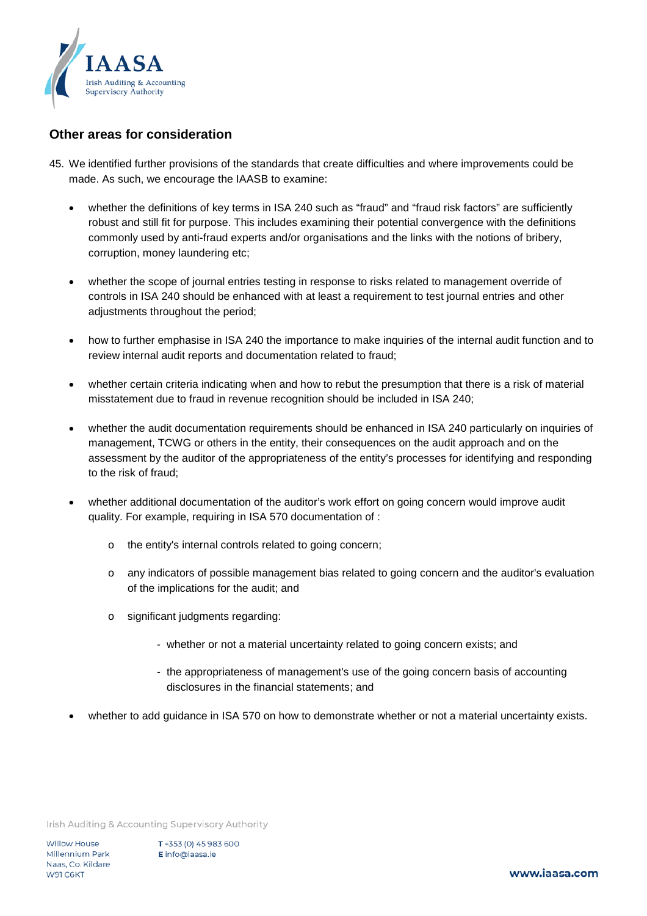## Other areas for consideration

45. We identified further provisions of the standards that create difficulties and where improvements could be made. As such, we encourage the IAASB to examine:

    - whether the definitions of key terms in ISA 240 such as "fraud" and "fraud risk factors" are sufficiently robust and still fit for purpose. This includes examining their potential convergence with the definitions commonly used by anti-fraud experts and/or organisations and the links with the notions of bribery, corruption, money laundering etc;

    - whether the scope of journal entries testing in response to risks related to management override of controls in ISA 240 should be enhanced with at least a requirement to test journal entries and other adjustments throughout the period;

    - how to further emphasise in ISA 240 the importance to make inquiries of the internal audit function and to review internal audit reports and documentation related to fraud;

    - whether certain criteria indicating when and how to rebut the presumption that there is a risk of material misstatement due to fraud in revenue recognition should be included in ISA 240;

    - whether the audit documentation requirements should be enhanced in ISA 240 particularly on inquiries of management, TCWG or others in the entity, their consequences on the audit approach and on the assessment by the auditor of the appropriateness of the entity's processes for identifying and responding to the risk of fraud;

    - whether additional documentation of the auditor's work effort on going concern would improve audit quality. For example, requiring in ISA 570 documentation of :

        - the entity's internal controls related to going concern;

        - any indicators of possible management bias related to going concern and the auditor's evaluation of the implications for the audit; and

        - significant judgments regarding:

            - whether or not a material uncertainty related to going concern exists; and

            - the appropriateness of management's use of the going concern basis of accounting disclosures in the financial statements; and

    - whether to add guidance in ISA 570 on how to demonstrate whether or not a material uncertainty exists.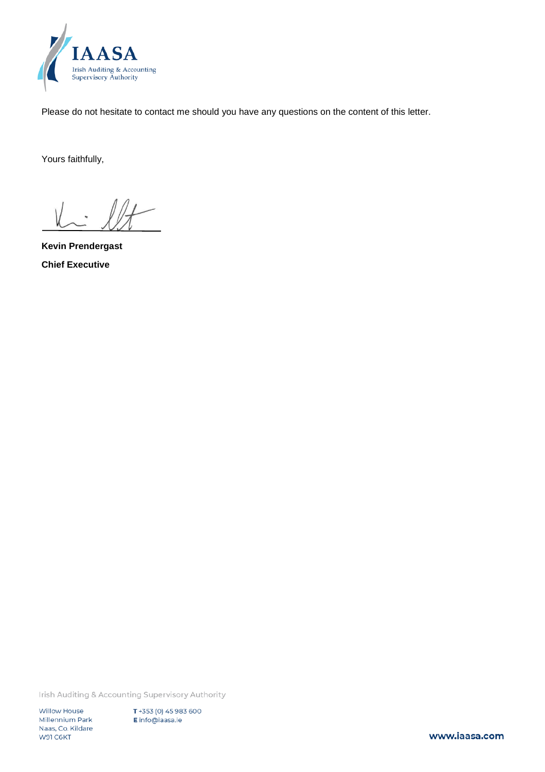Please do not hesitate to contact me should you have any questions on the content of this letter.

Yours faithfully,

**Kevin Prendergast**

**Chief Executive**